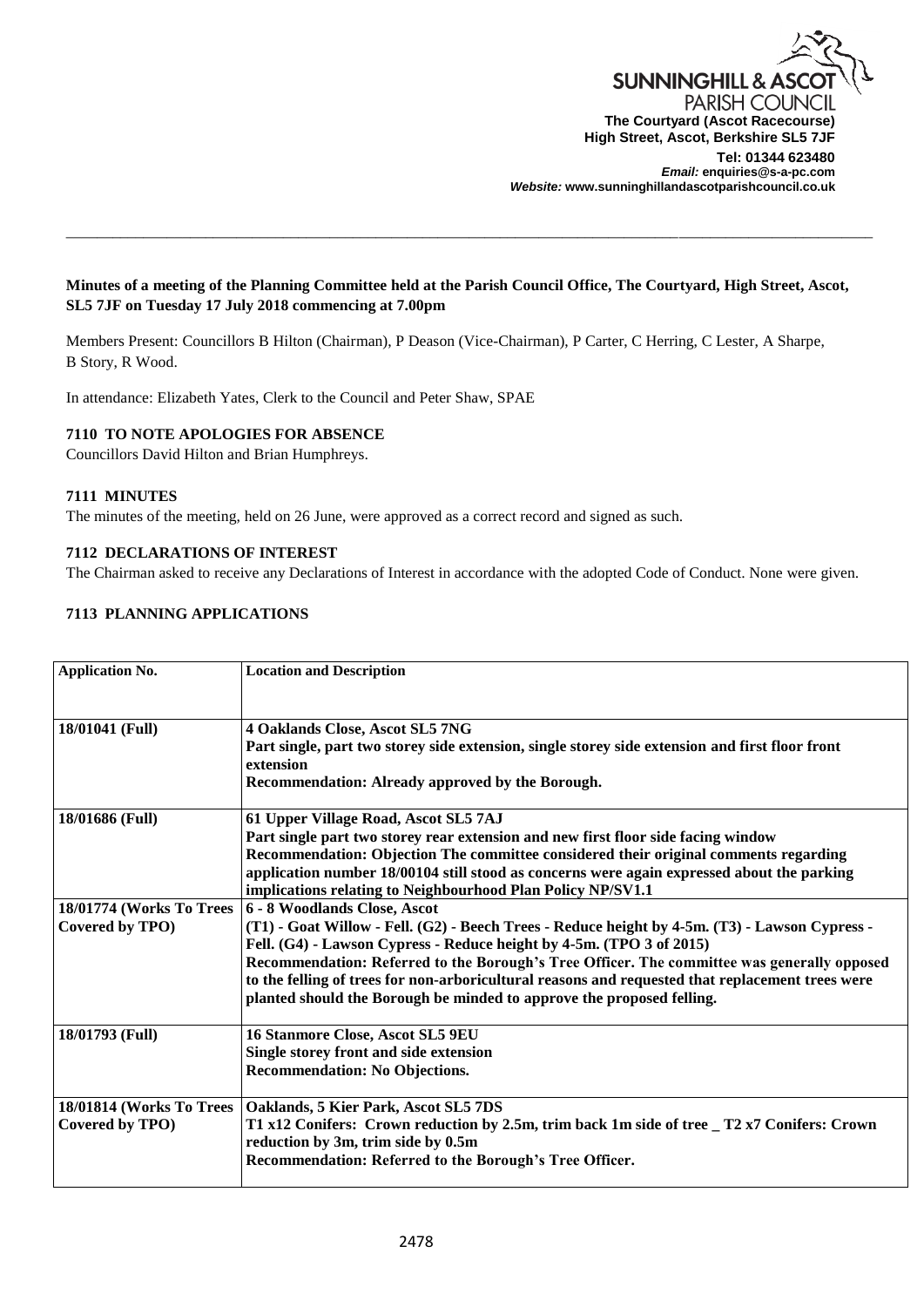SUNNINGHILL & ASCOT PARISH COUNCIL
**The Courtyard (Ascot Racecourse)**
**High Street, Ascot, Berkshire SL5 7JF**
**Tel: 01344 623480**
***Email:* enquiries@s-a-pc.com**
***Website:* www.sunninghillandascotparishcouncil.co.uk**

---

**Minutes of a meeting of the Planning Committee held at the Parish Council Office, The Courtyard, High Street, Ascot, SL5 7JF on Tuesday 17 July 2018 commencing at 7.00pm**

Members Present: Councillors B Hilton (Chairman), P Deason (Vice-Chairman), P Carter, C Herring, C Lester, A Sharpe, B Story, R Wood.

In attendance: Elizabeth Yates, Clerk to the Council and Peter Shaw, SPAE

### 7110 TO NOTE APOLOGIES FOR ABSENCE

Councillors David Hilton and Brian Humphreys.

### 7111 MINUTES

The minutes of the meeting, held on 26 June, were approved as a correct record and signed as such.

### 7112 DECLARATIONS OF INTEREST

The Chairman asked to receive any Declarations of Interest in accordance with the adopted Code of Conduct. None were given.

### 7113 PLANNING APPLICATIONS

| Application No. | Location and Description |
|---|---|
| 18/01041 (Full) | **4 Oaklands Close, Ascot SL5 7NG**<br>**Part single, part two storey side extension, single storey side extension and first floor front extension**<br>**Recommendation: Already approved by the Borough.** |
| 18/01686 (Full) | **61 Upper Village Road, Ascot SL5 7AJ**<br>**Part single part two storey rear extension and new first floor side facing window**<br>**Recommendation: Objection The committee considered their original comments regarding application number 18/00104 still stood as concerns were again expressed about the parking implications relating to Neighbourhood Plan Policy NP/SV1.1** |
| **18/01774 (Works To Trees Covered by TPO)** | **6 - 8 Woodlands Close, Ascot**<br>**(T1) - Goat Willow - Fell. (G2) - Beech Trees - Reduce height by 4-5m. (T3) - Lawson Cypress - Fell. (G4) - Lawson Cypress - Reduce height by 4-5m. (TPO 3 of 2015)**<br>**Recommendation: Referred to the Borough's Tree Officer. The committee was generally opposed to the felling of trees for non-arboricultural reasons and requested that replacement trees were planted should the Borough be minded to approve the proposed felling.** |
| 18/01793 (Full) | **16 Stanmore Close, Ascot SL5 9EU**<br>**Single storey front and side extension**<br>**Recommendation: No Objections.** |
| **18/01814 (Works To Trees Covered by TPO)** | **Oaklands, 5 Kier Park, Ascot SL5 7DS**<br>**T1 x12 Conifers: Crown reduction by 2.5m, trim back 1m side of tree _ T2 x7 Conifers: Crown reduction by 3m, trim side by 0.5m**<br>**Recommendation: Referred to the Borough's Tree Officer.** |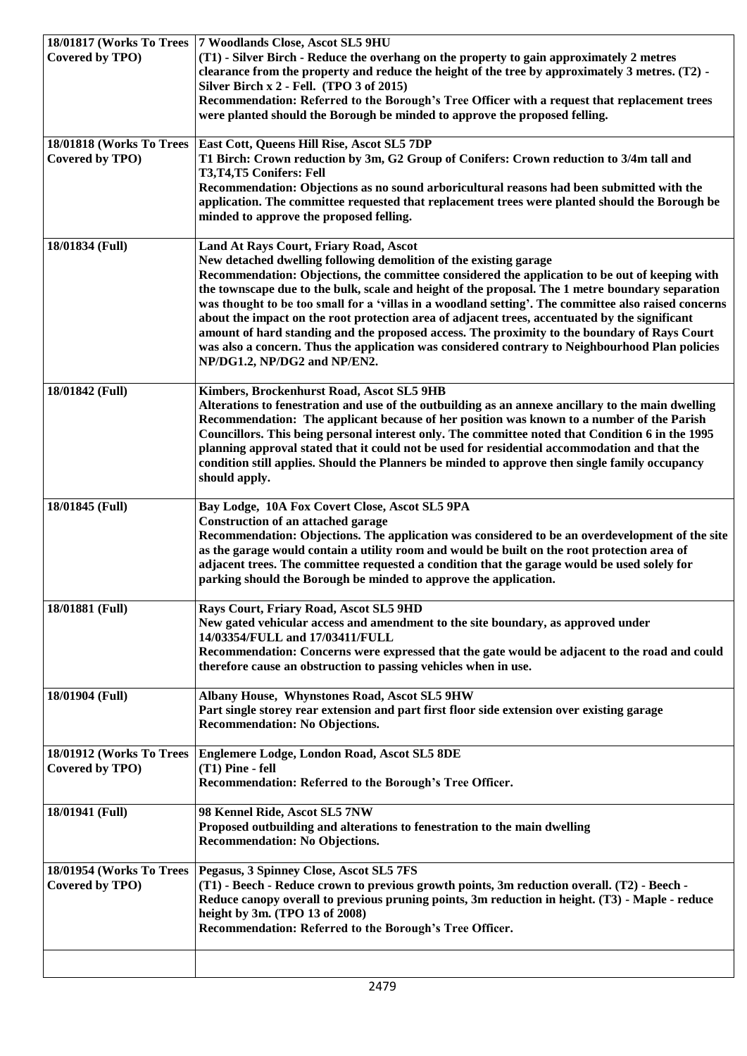| | |
|---|---|
| **18/01817 (Works To Trees Covered by TPO)** | **7 Woodlands Close, Ascot SL5 9HU** <br> **(T1) - Silver Birch - Reduce the overhang on the property to gain approximately 2 metres clearance from the property and reduce the height of the tree by approximately 3 metres. (T2) - Silver Birch x 2 - Fell. (TPO 3 of 2015)** <br> **Recommendation: Referred to the Borough's Tree Officer with a request that replacement trees were planted should the Borough be minded to approve the proposed felling.** |
| **18/01818 (Works To Trees Covered by TPO)** | **East Cott, Queens Hill Rise, Ascot SL5 7DP** <br> **T1 Birch: Crown reduction by 3m, G2 Group of Conifers: Crown reduction to 3/4m tall and T3,T4,T5 Conifers: Fell** <br> **Recommendation: Objections as no sound arboricultural reasons had been submitted with the application. The committee requested that replacement trees were planted should the Borough be minded to approve the proposed felling.** |
| **18/01834 (Full)** | **Land At Rays Court, Friary Road, Ascot** <br> **New detached dwelling following demolition of the existing garage** <br> **Recommendation: Objections, the committee considered the application to be out of keeping with the townscape due to the bulk, scale and height of the proposal. The 1 metre boundary separation was thought to be too small for a 'villas in a woodland setting'. The committee also raised concerns about the impact on the root protection area of adjacent trees, accentuated by the significant amount of hard standing and the proposed access. The proximity to the boundary of Rays Court was also a concern. Thus the application was considered contrary to Neighbourhood Plan policies NP/DG1.2, NP/DG2 and NP/EN2.** |
| **18/01842 (Full)** | **Kimbers, Brockenhurst Road, Ascot SL5 9HB** <br> **Alterations to fenestration and use of the outbuilding as an annexe ancillary to the main dwelling** <br> **Recommendation: The applicant because of her position was known to a number of the Parish Councillors. This being personal interest only. The committee noted that Condition 6 in the 1995 planning approval stated that it could not be used for residential accommodation and that the condition still applies. Should the Planners be minded to approve then single family occupancy should apply.** |
| **18/01845 (Full)** | **Bay Lodge, 10A Fox Covert Close, Ascot SL5 9PA** <br> **Construction of an attached garage** <br> **Recommendation: Objections. The application was considered to be an overdevelopment of the site as the garage would contain a utility room and would be built on the root protection area of adjacent trees. The committee requested a condition that the garage would be used solely for parking should the Borough be minded to approve the application.** |
| **18/01881 (Full)** | **Rays Court, Friary Road, Ascot SL5 9HD** <br> **New gated vehicular access and amendment to the site boundary, as approved under 14/03354/FULL and 17/03411/FULL** <br> **Recommendation: Concerns were expressed that the gate would be adjacent to the road and could therefore cause an obstruction to passing vehicles when in use.** |
| **18/01904 (Full)** | **Albany House, Whynstones Road, Ascot SL5 9HW** <br> **Part single storey rear extension and part first floor side extension over existing garage** <br> **Recommendation: No Objections.** |
| **18/01912 (Works To Trees Covered by TPO)** | **Englemere Lodge, London Road, Ascot SL5 8DE** <br> **(T1) Pine - fell** <br> **Recommendation: Referred to the Borough's Tree Officer.** |
| **18/01941 (Full)** | **98 Kennel Ride, Ascot SL5 7NW** <br> **Proposed outbuilding and alterations to fenestration to the main dwelling** <br> **Recommendation: No Objections.** |
| **18/01954 (Works To Trees Covered by TPO)** | **Pegasus, 3 Spinney Close, Ascot SL5 7FS** <br> **(T1) - Beech - Reduce crown to previous growth points, 3m reduction overall. (T2) - Beech - Reduce canopy overall to previous pruning points, 3m reduction in height. (T3) - Maple - reduce height by 3m. (TPO 13 of 2008)** <br> **Recommendation: Referred to the Borough's Tree Officer.** |
| | |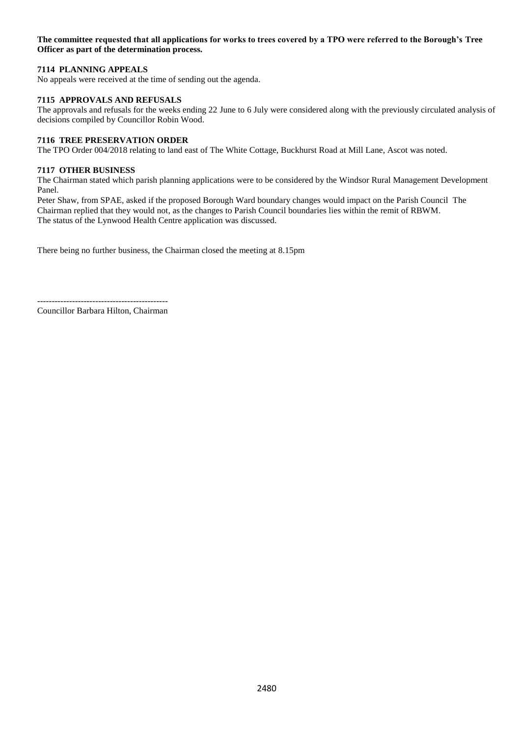**The committee requested that all applications for works to trees covered by a TPO were referred to the Borough's Tree Officer as part of the determination process.**

### 7114 PLANNING APPEALS

No appeals were received at the time of sending out the agenda.

### 7115 APPROVALS AND REFUSALS

The approvals and refusals for the weeks ending 22 June to 6 July were considered along with the previously circulated analysis of decisions compiled by Councillor Robin Wood.

### 7116 TREE PRESERVATION ORDER

The TPO Order 004/2018 relating to land east of The White Cottage, Buckhurst Road at Mill Lane, Ascot was noted.

### 7117 OTHER BUSINESS

The Chairman stated which parish planning applications were to be considered by the Windsor Rural Management Development Panel.

Peter Shaw, from SPAE, asked if the proposed Borough Ward boundary changes would impact on the Parish Council The Chairman replied that they would not, as the changes to Parish Council boundaries lies within the remit of RBWM.

The status of the Lynwood Health Centre application was discussed.

There being no further business, the Chairman closed the meeting at 8.15pm

---------------------------------------------

Councillor Barbara Hilton, Chairman